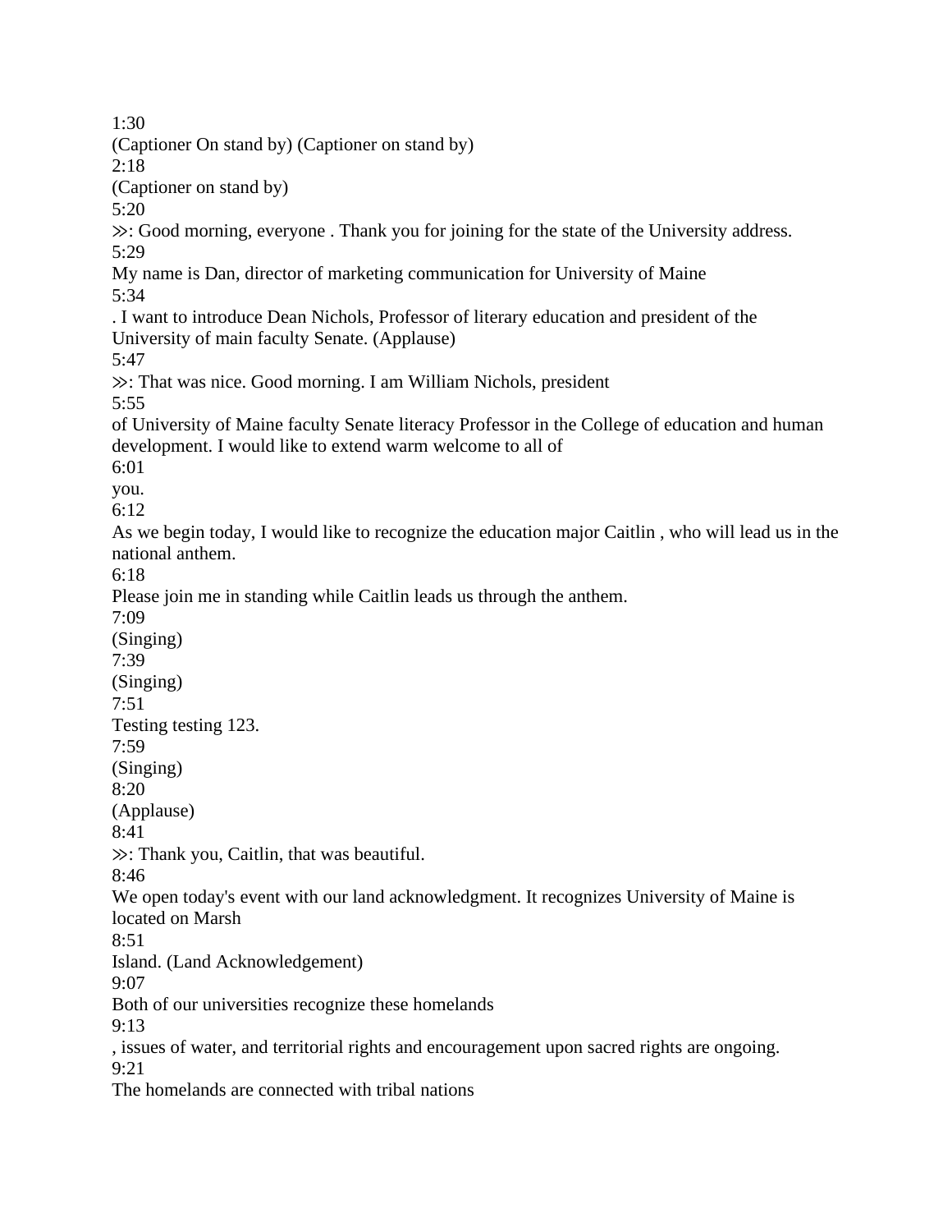1:30
(Captioner On stand by) (Captioner on stand by)
2:18
(Captioner on stand by)
5:20
≫: Good morning, everyone . Thank you for joining for the state of the University address.
5:29
My name is Dan, director of marketing communication for University of Maine
5:34
. I want to introduce Dean Nichols, Professor of literary education and president of the University of main faculty Senate. (Applause)
5:47
≫: That was nice. Good morning. I am William Nichols, president
5:55
of University of Maine faculty Senate literacy Professor in the College of education and human development. I would like to extend warm welcome to all of
6:01
you.
6:12
As we begin today, I would like to recognize the education major Caitlin , who will lead us in the national anthem.
6:18
Please join me in standing while Caitlin leads us through the anthem.
7:09
(Singing)
7:39
(Singing)
7:51
Testing testing 123.
7:59
(Singing)
8:20
(Applause)
8:41
≫: Thank you, Caitlin, that was beautiful.
8:46
We open today's event with our land acknowledgment. It recognizes University of Maine is located on Marsh
8:51
Island. (Land Acknowledgement)
9:07
Both of our universities recognize these homelands
9:13
, issues of water, and territorial rights and encouragement upon sacred rights are ongoing.
9:21
The homelands are connected with tribal nations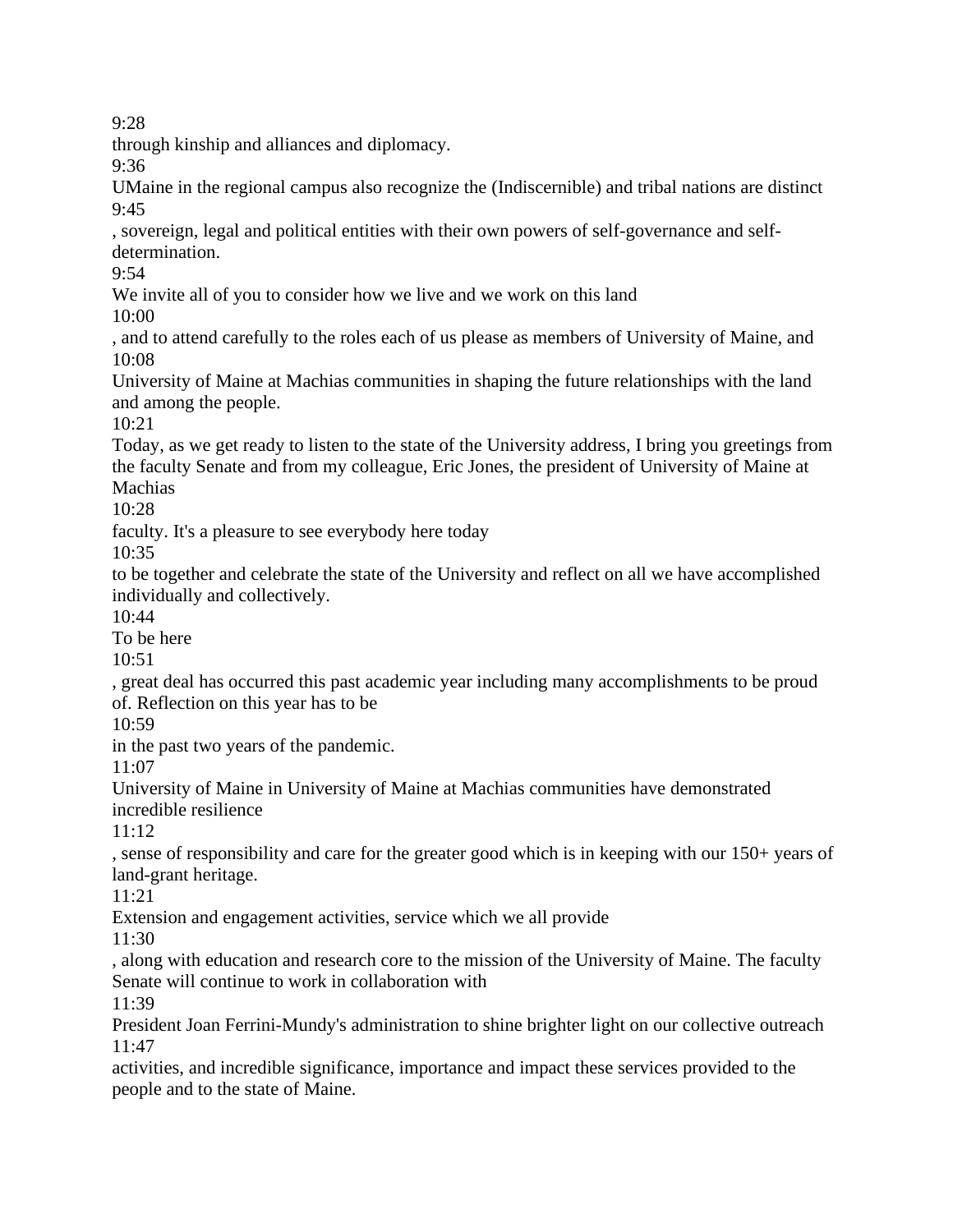9:28

through kinship and alliances and diplomacy.

9:36

UMaine in the regional campus also recognize the (Indiscernible) and tribal nations are distinct

9:45

, sovereign, legal and political entities with their own powers of self-governance and self-determination.

9:54

We invite all of you to consider how we live and we work on this land

10:00

, and to attend carefully to the roles each of us please as members of University of Maine, and

10:08

University of Maine at Machias communities in shaping the future relationships with the land and among the people.

10:21

Today, as we get ready to listen to the state of the University address, I bring you greetings from the faculty Senate and from my colleague, Eric Jones, the president of University of Maine at Machias

10:28

faculty. It's a pleasure to see everybody here today

10:35

to be together and celebrate the state of the University and reflect on all we have accomplished individually and collectively.

10:44

To be here

10:51

, great deal has occurred this past academic year including many accomplishments to be proud of. Reflection on this year has to be

10:59

in the past two years of the pandemic.

11:07

University of Maine in University of Maine at Machias communities have demonstrated incredible resilience

11:12

, sense of responsibility and care for the greater good which is in keeping with our 150+ years of land-grant heritage.

11:21

Extension and engagement activities, service which we all provide

11:30

, along with education and research core to the mission of the University of Maine. The faculty Senate will continue to work in collaboration with

11:39

President Joan Ferrini-Mundy's administration to shine brighter light on our collective outreach

11:47

activities, and incredible significance, importance and impact these services provided to the people and to the state of Maine.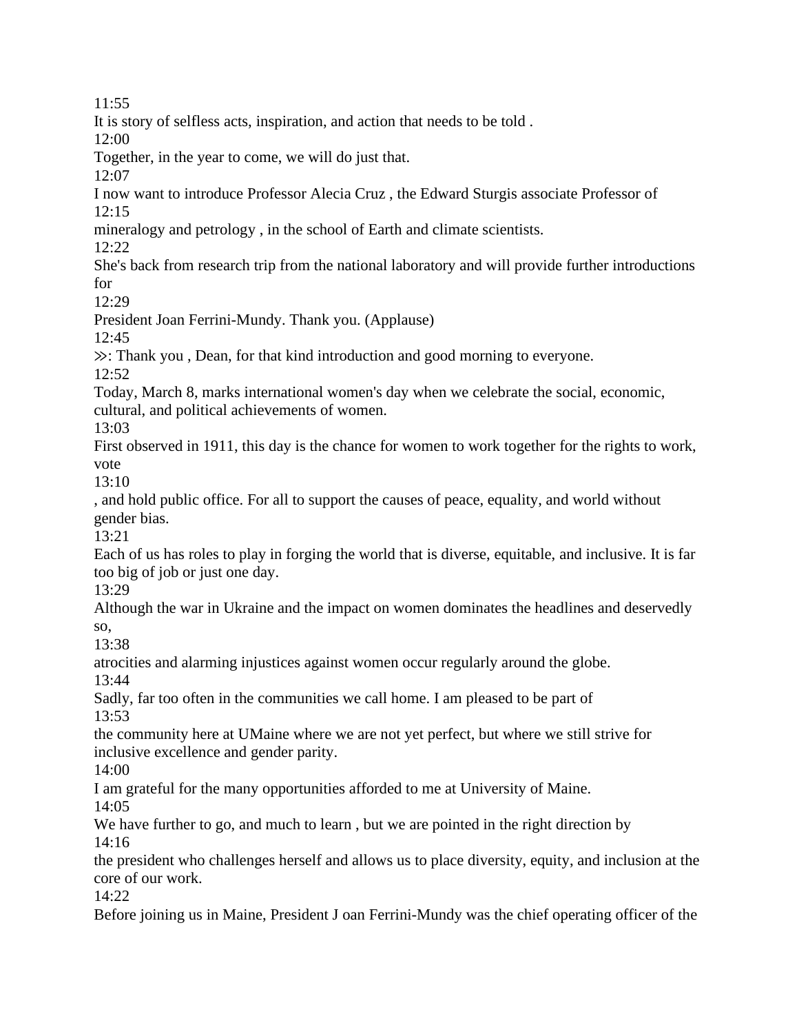11:55

It is story of selfless acts, inspiration, and action that needs to be told .

12:00

Together, in the year to come, we will do just that.

12:07

I now want to introduce Professor Alecia Cruz , the Edward Sturgis associate Professor of

12:15

mineralogy and petrology , in the school of Earth and climate scientists.

12:22

She's back from research trip from the national laboratory and will provide further introductions for

12:29

President Joan Ferrini-Mundy. Thank you. (Applause)

12:45

≫: Thank you , Dean, for that kind introduction and good morning to everyone.

12:52

Today, March 8, marks international women's day when we celebrate the social, economic, cultural, and political achievements of women.

13:03

First observed in 1911, this day is the chance for women to work together for the rights to work, vote

13:10

, and hold public office. For all to support the causes of peace, equality, and world without gender bias.

13:21

Each of us has roles to play in forging the world that is diverse, equitable, and inclusive. It is far too big of job or just one day.

13:29

Although the war in Ukraine and the impact on women dominates the headlines and deservedly so,

13:38

atrocities and alarming injustices against women occur regularly around the globe.

13:44

Sadly, far too often in the communities we call home. I am pleased to be part of

13:53

the community here at UMaine where we are not yet perfect, but where we still strive for inclusive excellence and gender parity.

14:00

I am grateful for the many opportunities afforded to me at University of Maine.

14:05

We have further to go, and much to learn , but we are pointed in the right direction by

14:16

the president who challenges herself and allows us to place diversity, equity, and inclusion at the core of our work.

14:22

Before joining us in Maine, President J oan Ferrini-Mundy was the chief operating officer of the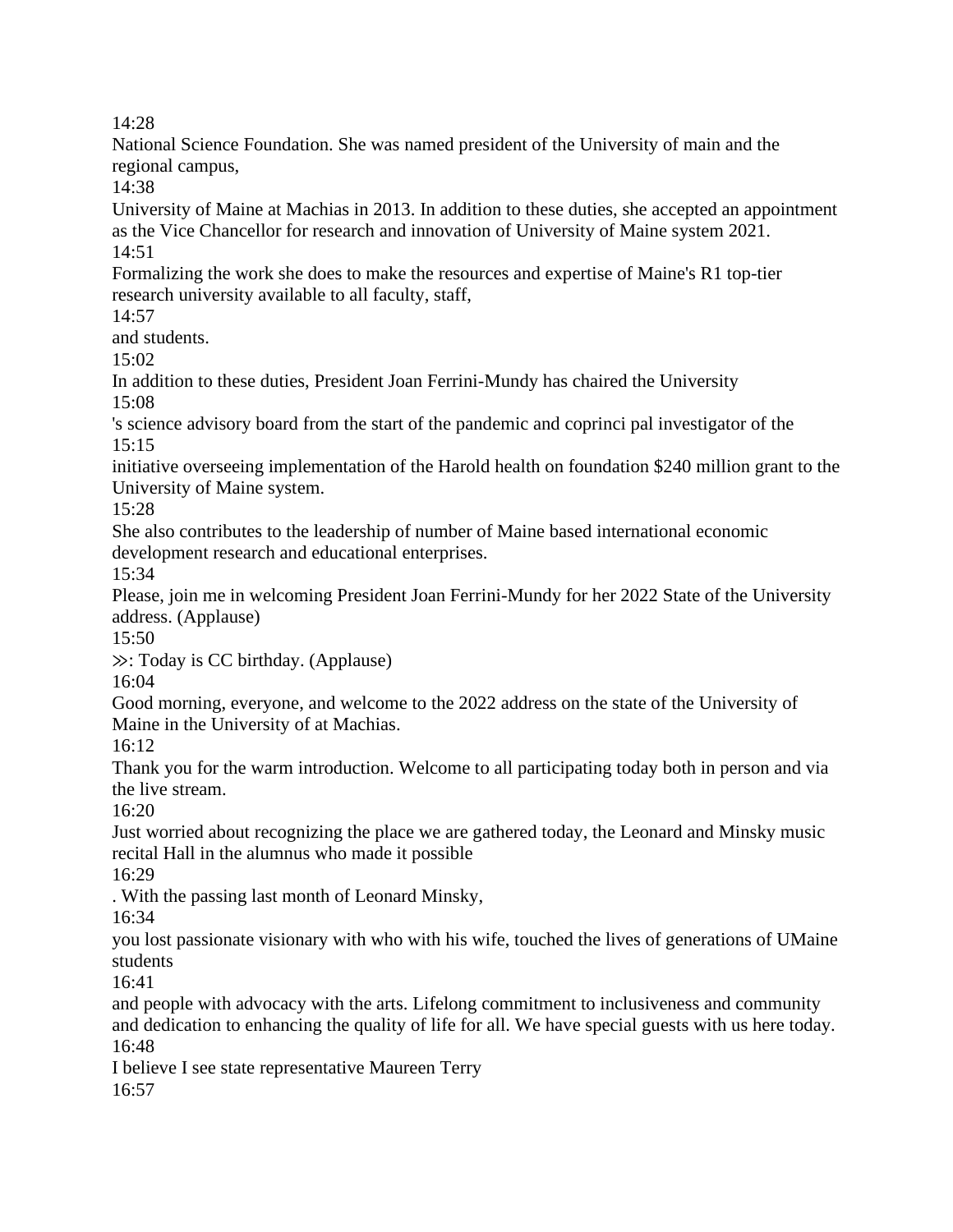14:28

National Science Foundation. She was named president of the University of main and the regional campus,

14:38

University of Maine at Machias in 2013. In addition to these duties, she accepted an appointment as the Vice Chancellor for research and innovation of University of Maine system 2021.

14:51

Formalizing the work she does to make the resources and expertise of Maine's R1 top-tier research university available to all faculty, staff,

14:57

and students.

15:02

In addition to these duties, President Joan Ferrini-Mundy has chaired the University

15:08

's science advisory board from the start of the pandemic and coprinci pal investigator of the

15:15

initiative overseeing implementation of the Harold health on foundation $240 million grant to the University of Maine system.

15:28

She also contributes to the leadership of number of Maine based international economic development research and educational enterprises.

15:34

Please, join me in welcoming President Joan Ferrini-Mundy for her 2022 State of the University address. (Applause)

15:50

≫: Today is CC birthday. (Applause)

16:04

Good morning, everyone, and welcome to the 2022 address on the state of the University of Maine in the University of at Machias.

16:12

Thank you for the warm introduction. Welcome to all participating today both in person and via the live stream.

16:20

Just worried about recognizing the place we are gathered today, the Leonard and Minsky music recital Hall in the alumnus who made it possible

16:29

. With the passing last month of Leonard Minsky,

16:34

you lost passionate visionary with who with his wife, touched the lives of generations of UMaine students

16:41

and people with advocacy with the arts. Lifelong commitment to inclusiveness and community and dedication to enhancing the quality of life for all. We have special guests with us here today.

16:48

I believe I see state representative Maureen Terry

16:57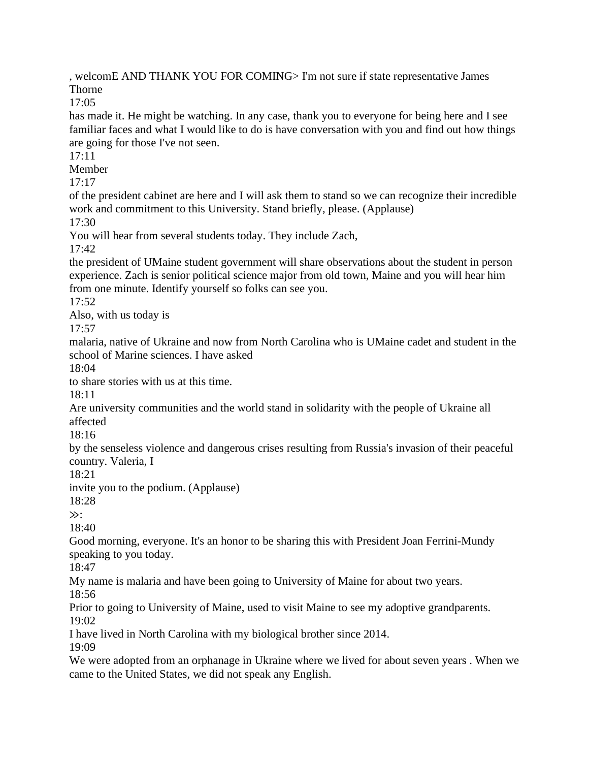, welcomE AND THANK YOU FOR COMING> I'm not sure if state representative James Thorne

17:05

has made it. He might be watching. In any case, thank you to everyone for being here and I see familiar faces and what I would like to do is have conversation with you and find out how things are going for those I've not seen.

17:11

Member

17:17

of the president cabinet are here and I will ask them to stand so we can recognize their incredible work and commitment to this University. Stand briefly, please. (Applause)

17:30

You will hear from several students today. They include Zach,

17:42

the president of UMaine student government will share observations about the student in person experience. Zach is senior political science major from old town, Maine and you will hear him from one minute. Identify yourself so folks can see you.

17:52

Also, with us today is

17:57

malaria, native of Ukraine and now from North Carolina who is UMaine cadet and student in the school of Marine sciences. I have asked

18:04

to share stories with us at this time.

18:11

Are university communities and the world stand in solidarity with the people of Ukraine all affected

18:16

by the senseless violence and dangerous crises resulting from Russia's invasion of their peaceful country. Valeria, I

18:21

invite you to the podium. (Applause)

18:28

≫:

18:40

Good morning, everyone. It's an honor to be sharing this with President Joan Ferrini-Mundy speaking to you today.

18:47

My name is malaria and have been going to University of Maine for about two years.

18:56

Prior to going to University of Maine, used to visit Maine to see my adoptive grandparents.

19:02

I have lived in North Carolina with my biological brother since 2014.

19:09

We were adopted from an orphanage in Ukraine where we lived for about seven years . When we came to the United States, we did not speak any English.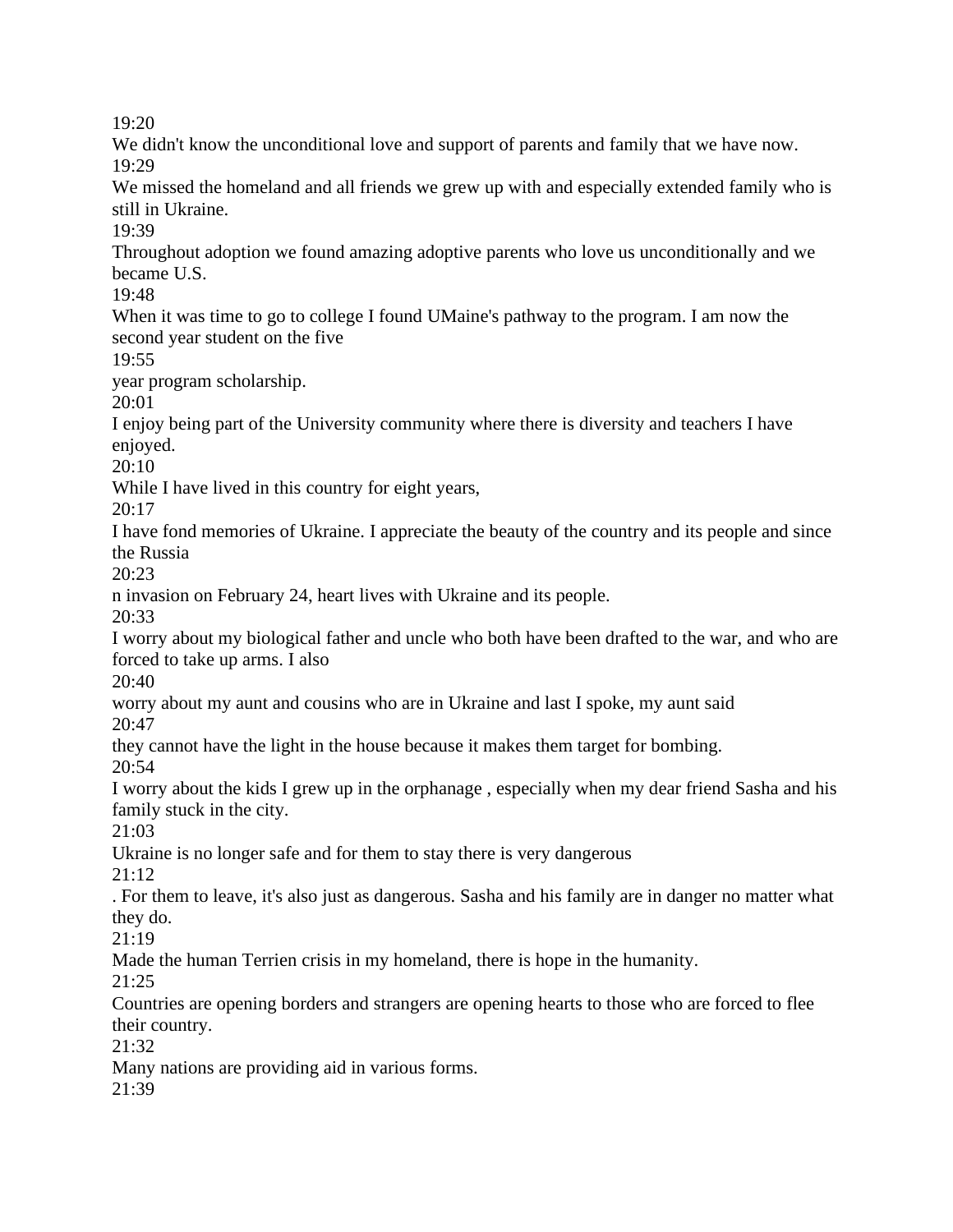19:20
We didn't know the unconditional love and support of parents and family that we have now.
19:29
We missed the homeland and all friends we grew up with and especially extended family who is still in Ukraine.
19:39
Throughout adoption we found amazing adoptive parents who love us unconditionally and we became U.S.
19:48
When it was time to go to college I found UMaine's pathway to the program. I am now the second year student on the five
19:55
year program scholarship.
20:01
I enjoy being part of the University community where there is diversity and teachers I have enjoyed.
20:10
While I have lived in this country for eight years,
20:17
I have fond memories of Ukraine. I appreciate the beauty of the country and its people and since the Russia
20:23
n invasion on February 24, heart lives with Ukraine and its people.
20:33
I worry about my biological father and uncle who both have been drafted to the war, and who are forced to take up arms. I also
20:40
worry about my aunt and cousins who are in Ukraine and last I spoke, my aunt said
20:47
they cannot have the light in the house because it makes them target for bombing.
20:54
I worry about the kids I grew up in the orphanage , especially when my dear friend Sasha and his family stuck in the city.
21:03
Ukraine is no longer safe and for them to stay there is very dangerous
21:12
. For them to leave, it's also just as dangerous. Sasha and his family are in danger no matter what they do.
21:19
Made the human Terrien crisis in my homeland, there is hope in the humanity.
21:25
Countries are opening borders and strangers are opening hearts to those who are forced to flee their country.
21:32
Many nations are providing aid in various forms.
21:39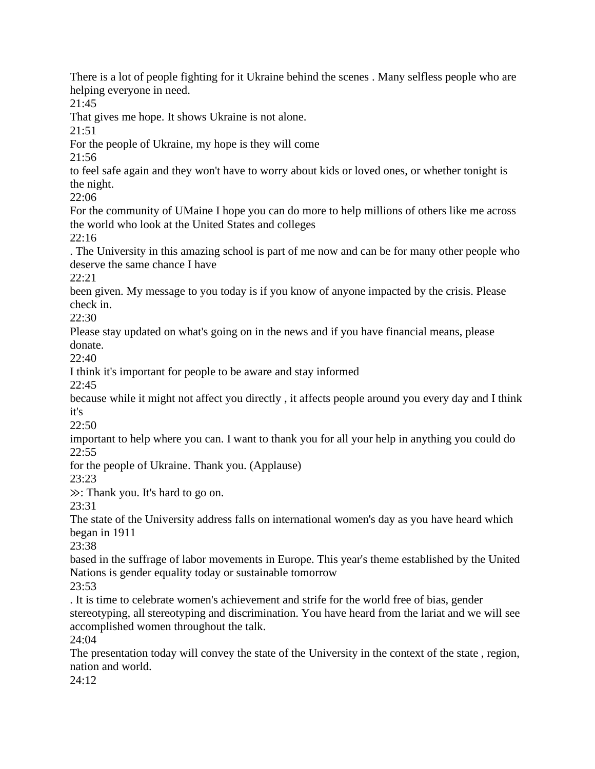There is a lot of people fighting for it Ukraine behind the scenes . Many selfless people who are helping everyone in need.

21:45

That gives me hope. It shows Ukraine is not alone.

21:51

For the people of Ukraine, my hope is they will come

21:56

to feel safe again and they won't have to worry about kids or loved ones, or whether tonight is the night.

22:06

For the community of UMaine I hope you can do more to help millions of others like me across the world who look at the United States and colleges

22:16

. The University in this amazing school is part of me now and can be for many other people who deserve the same chance I have

22:21

been given. My message to you today is if you know of anyone impacted by the crisis. Please check in.

22:30

Please stay updated on what's going on in the news and if you have financial means, please donate.

22:40

I think it's important for people to be aware and stay informed

22:45

because while it might not affect you directly , it affects people around you every day and I think it's

22:50

important to help where you can. I want to thank you for all your help in anything you could do

22:55

for the people of Ukraine. Thank you. (Applause)

23:23

≫: Thank you. It's hard to go on.

23:31

The state of the University address falls on international women's day as you have heard which began in 1911

23:38

based in the suffrage of labor movements in Europe. This year's theme established by the United Nations is gender equality today or sustainable tomorrow

23:53

. It is time to celebrate women's achievement and strife for the world free of bias, gender stereotyping, all stereotyping and discrimination. You have heard from the lariat and we will see accomplished women throughout the talk.

24:04

The presentation today will convey the state of the University in the context of the state , region, nation and world.

24:12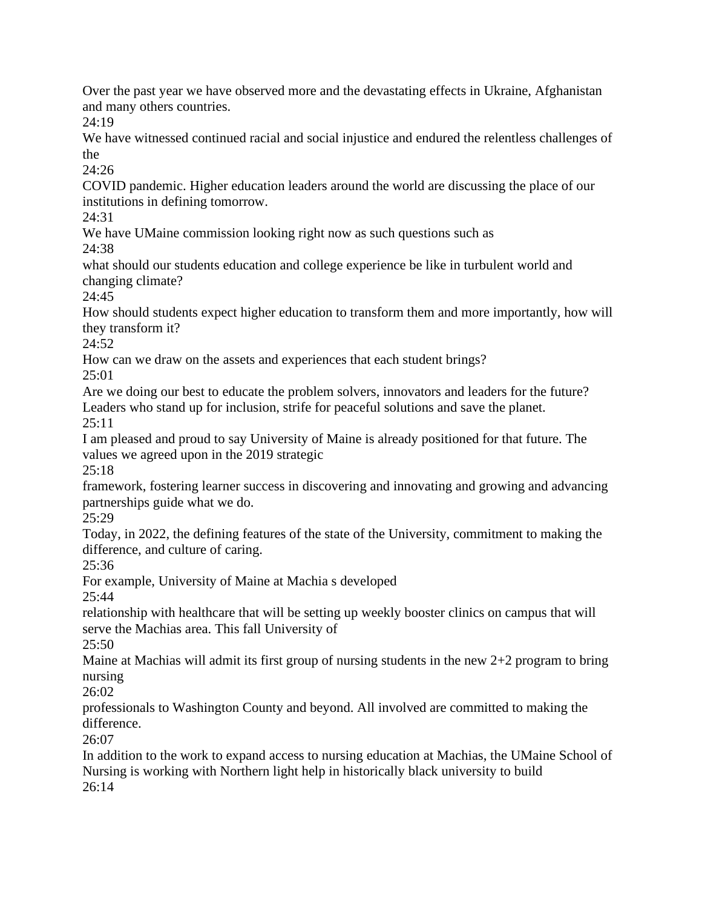Over the past year we have observed more and the devastating effects in Ukraine, Afghanistan and many others countries.

24:19

We have witnessed continued racial and social injustice and endured the relentless challenges of the

24:26

COVID pandemic. Higher education leaders around the world are discussing the place of our institutions in defining tomorrow.

24:31

We have UMaine commission looking right now as such questions such as

24:38

what should our students education and college experience be like in turbulent world and changing climate?

24:45

How should students expect higher education to transform them and more importantly, how will they transform it?

24:52

How can we draw on the assets and experiences that each student brings?

25:01

Are we doing our best to educate the problem solvers, innovators and leaders for the future? Leaders who stand up for inclusion, strife for peaceful solutions and save the planet.

25:11

I am pleased and proud to say University of Maine is already positioned for that future. The values we agreed upon in the 2019 strategic

25:18

framework, fostering learner success in discovering and innovating and growing and advancing partnerships guide what we do.

25:29

Today, in 2022, the defining features of the state of the University, commitment to making the difference, and culture of caring.

25:36

For example, University of Maine at Machia s developed

25:44

relationship with healthcare that will be setting up weekly booster clinics on campus that will serve the Machias area. This fall University of

25:50

Maine at Machias will admit its first group of nursing students in the new 2+2 program to bring nursing

26:02

professionals to Washington County and beyond. All involved are committed to making the difference.

26:07

In addition to the work to expand access to nursing education at Machias, the UMaine School of Nursing is working with Northern light help in historically black university to build

26:14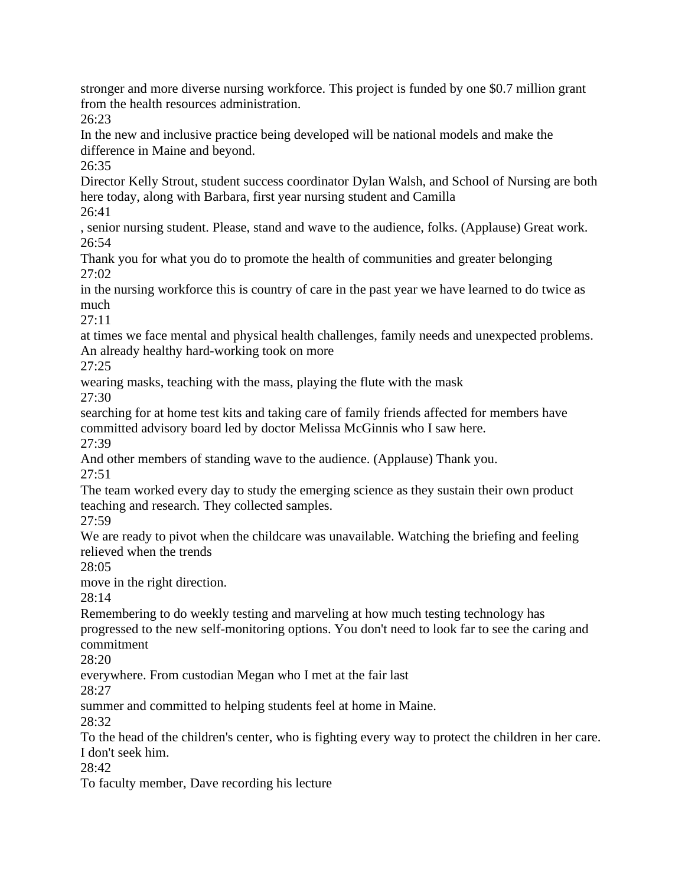stronger and more diverse nursing workforce. This project is funded by one $0.7 million grant from the health resources administration.

26:23

In the new and inclusive practice being developed will be national models and make the difference in Maine and beyond.

26:35

Director Kelly Strout, student success coordinator Dylan Walsh, and School of Nursing are both here today, along with Barbara, first year nursing student and Camilla

26:41

, senior nursing student. Please, stand and wave to the audience, folks. (Applause) Great work.

26:54

Thank you for what you do to promote the health of communities and greater belonging

27:02

in the nursing workforce this is country of care in the past year we have learned to do twice as much

27:11

at times we face mental and physical health challenges, family needs and unexpected problems. An already healthy hard-working took on more

27:25

wearing masks, teaching with the mass, playing the flute with the mask

27:30

searching for at home test kits and taking care of family friends affected for members have committed advisory board led by doctor Melissa McGinnis who I saw here.

27:39

And other members of standing wave to the audience. (Applause) Thank you.

27:51

The team worked every day to study the emerging science as they sustain their own product teaching and research. They collected samples.

27:59

We are ready to pivot when the childcare was unavailable. Watching the briefing and feeling relieved when the trends

28:05

move in the right direction.

28:14

Remembering to do weekly testing and marveling at how much testing technology has progressed to the new self-monitoring options. You don't need to look far to see the caring and commitment

28:20

everywhere. From custodian Megan who I met at the fair last

28:27

summer and committed to helping students feel at home in Maine.

28:32

To the head of the children's center, who is fighting every way to protect the children in her care. I don't seek him.

28:42

To faculty member, Dave recording his lecture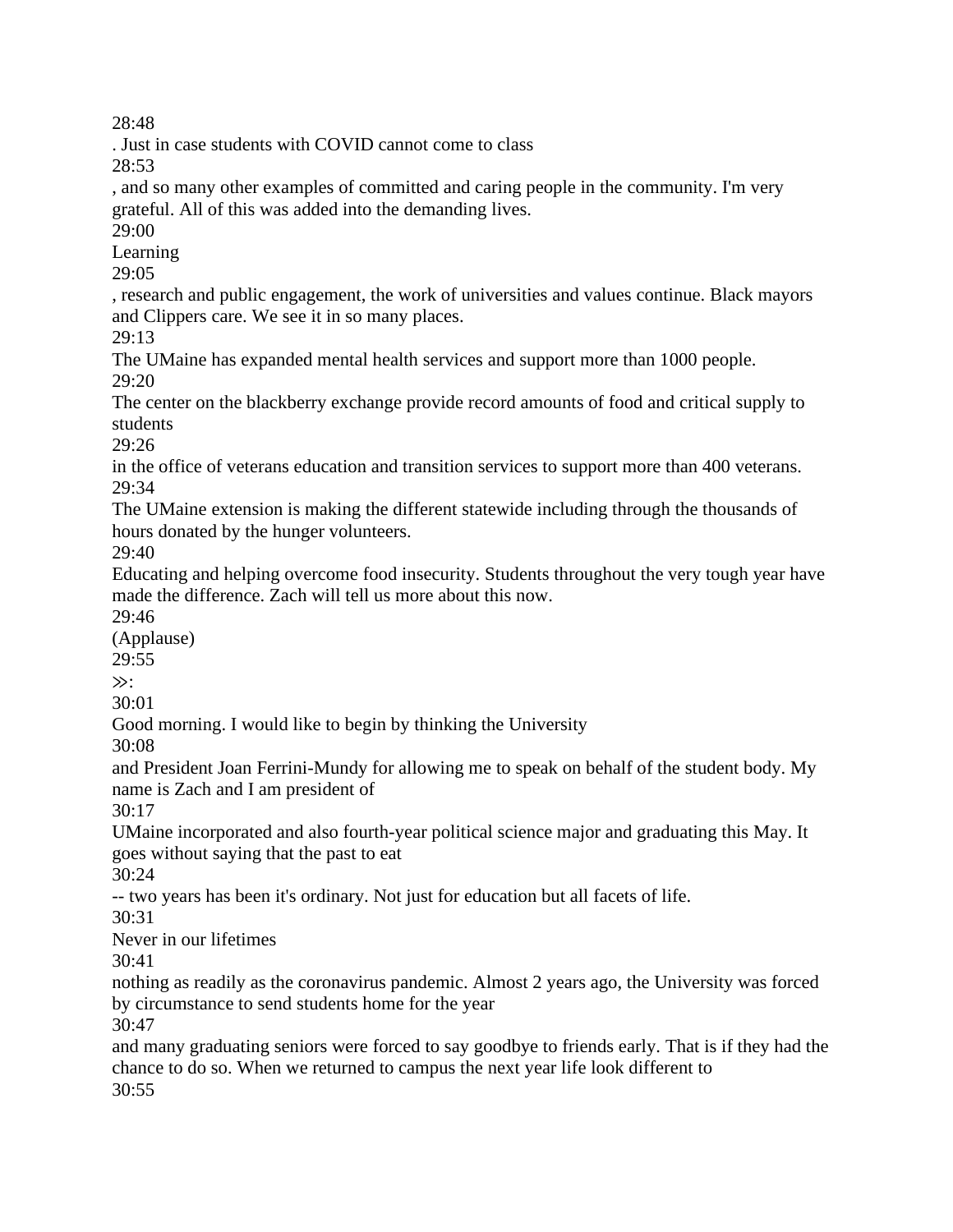28:48

. Just in case students with COVID cannot come to class

28:53

, and so many other examples of committed and caring people in the community. I'm very grateful. All of this was added into the demanding lives.

29:00

Learning

29:05

, research and public engagement, the work of universities and values continue. Black mayors and Clippers care. We see it in so many places.

29:13

The UMaine has expanded mental health services and support more than 1000 people.

29:20

The center on the blackberry exchange provide record amounts of food and critical supply to students

29:26

in the office of veterans education and transition services to support more than 400 veterans.

29:34

The UMaine extension is making the different statewide including through the thousands of hours donated by the hunger volunteers.

29:40

Educating and helping overcome food insecurity. Students throughout the very tough year have made the difference. Zach will tell us more about this now.

29:46

(Applause)

29:55

≫:

30:01

Good morning. I would like to begin by thinking the University

30:08

and President Joan Ferrini-Mundy for allowing me to speak on behalf of the student body. My name is Zach and I am president of

30:17

UMaine incorporated and also fourth-year political science major and graduating this May. It goes without saying that the past to eat

30:24

-- two years has been it's ordinary. Not just for education but all facets of life.

30:31

Never in our lifetimes

30:41

nothing as readily as the coronavirus pandemic. Almost 2 years ago, the University was forced by circumstance to send students home for the year

30:47

and many graduating seniors were forced to say goodbye to friends early. That is if they had the chance to do so. When we returned to campus the next year life look different to

30:55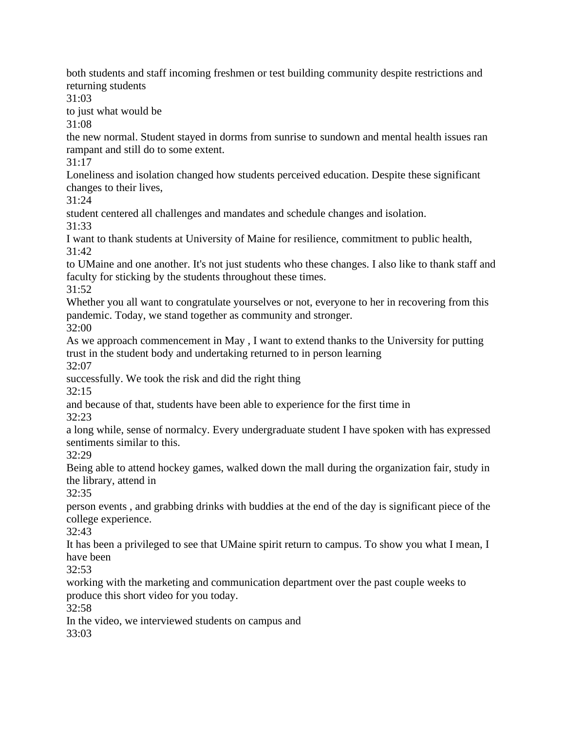both students and staff incoming freshmen or test building community despite restrictions and returning students

31:03

to just what would be

31:08

the new normal. Student stayed in dorms from sunrise to sundown and mental health issues ran rampant and still do to some extent.

31:17

Loneliness and isolation changed how students perceived education. Despite these significant changes to their lives,

31:24

student centered all challenges and mandates and schedule changes and isolation.

31:33

I want to thank students at University of Maine for resilience, commitment to public health,

31:42

to UMaine and one another. It's not just students who these changes. I also like to thank staff and faculty for sticking by the students throughout these times.

31:52

Whether you all want to congratulate yourselves or not, everyone to her in recovering from this pandemic. Today, we stand together as community and stronger.

32:00

As we approach commencement in May , I want to extend thanks to the University for putting trust in the student body and undertaking returned to in person learning

32:07

successfully. We took the risk and did the right thing

32:15

and because of that, students have been able to experience for the first time in

32:23

a long while, sense of normalcy. Every undergraduate student I have spoken with has expressed sentiments similar to this.

32:29

Being able to attend hockey games, walked down the mall during the organization fair, study in the library, attend in

32:35

person events , and grabbing drinks with buddies at the end of the day is significant piece of the college experience.

32:43

It has been a privileged to see that UMaine spirit return to campus. To show you what I mean, I have been

32:53

working with the marketing and communication department over the past couple weeks to produce this short video for you today.

32:58

In the video, we interviewed students on campus and

33:03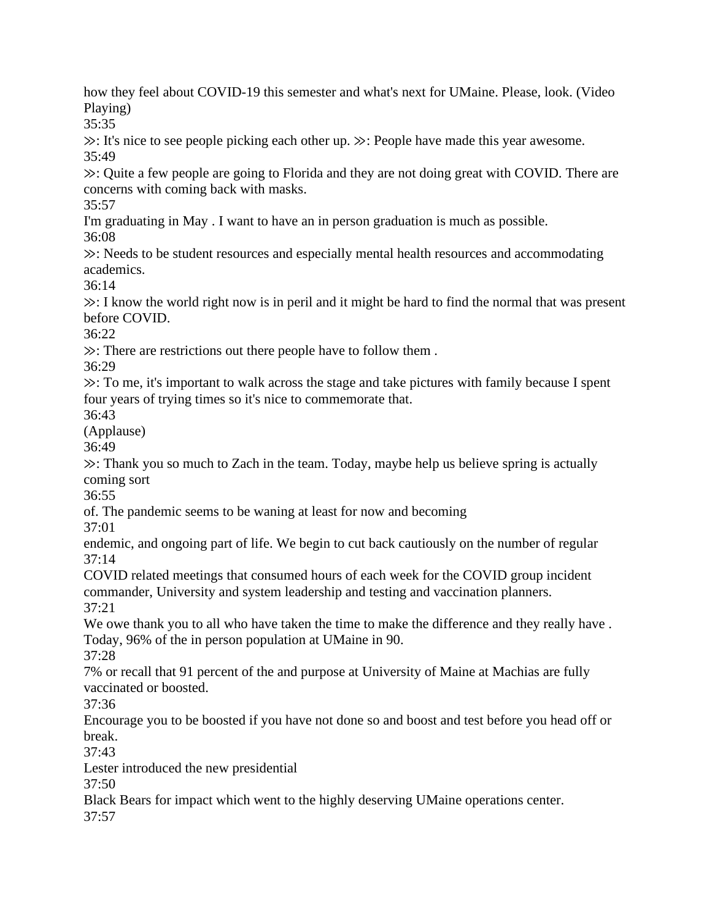how they feel about COVID-19 this semester and what's next for UMaine. Please, look. (Video Playing)

35:35

≫: It's nice to see people picking each other up. ≫: People have made this year awesome.

35:49

≫: Quite a few people are going to Florida and they are not doing great with COVID. There are concerns with coming back with masks.

35:57

I'm graduating in May . I want to have an in person graduation is much as possible.

36:08

≫: Needs to be student resources and especially mental health resources and accommodating academics.

36:14

≫: I know the world right now is in peril and it might be hard to find the normal that was present before COVID.

36:22

≫: There are restrictions out there people have to follow them .

36:29

≫: To me, it's important to walk across the stage and take pictures with family because I spent four years of trying times so it's nice to commemorate that.

36:43

(Applause)

36:49

≫: Thank you so much to Zach in the team. Today, maybe help us believe spring is actually coming sort

36:55

of. The pandemic seems to be waning at least for now and becoming

37:01

endemic, and ongoing part of life. We begin to cut back cautiously on the number of regular

37:14

COVID related meetings that consumed hours of each week for the COVID group incident commander, University and system leadership and testing and vaccination planners.

37:21

We owe thank you to all who have taken the time to make the difference and they really have . Today, 96% of the in person population at UMaine in 90.

37:28

7% or recall that 91 percent of the and purpose at University of Maine at Machias are fully vaccinated or boosted.

37:36

Encourage you to be boosted if you have not done so and boost and test before you head off or break.

37:43

Lester introduced the new presidential

37:50

Black Bears for impact which went to the highly deserving UMaine operations center.

37:57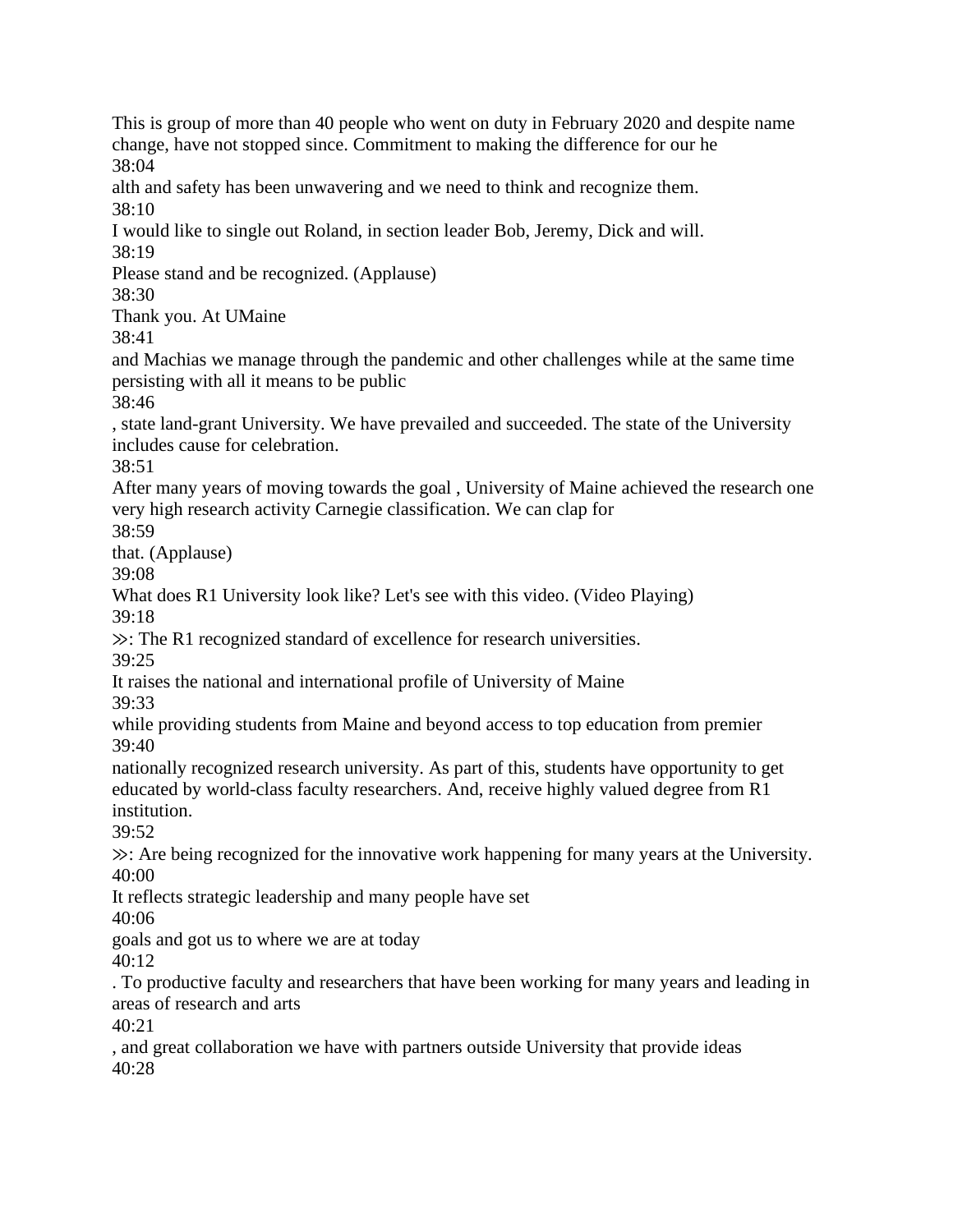This is group of more than 40 people who went on duty in February 2020 and despite name change, have not stopped since. Commitment to making the difference for our he

38:04

alth and safety has been unwavering and we need to think and recognize them.

38:10

I would like to single out Roland, in section leader Bob, Jeremy, Dick and will.

38:19

Please stand and be recognized. (Applause)

38:30

Thank you. At UMaine

38:41

and Machias we manage through the pandemic and other challenges while at the same time persisting with all it means to be public

38:46

, state land-grant University. We have prevailed and succeeded. The state of the University includes cause for celebration.

38:51

After many years of moving towards the goal , University of Maine achieved the research one very high research activity Carnegie classification. We can clap for

38:59

that. (Applause)

39:08

What does R1 University look like? Let's see with this video. (Video Playing)

39:18

≫: The R1 recognized standard of excellence for research universities.

39:25

It raises the national and international profile of University of Maine

39:33

while providing students from Maine and beyond access to top education from premier

39:40

nationally recognized research university. As part of this, students have opportunity to get educated by world-class faculty researchers. And, receive highly valued degree from R1 institution.

39:52

≫: Are being recognized for the innovative work happening for many years at the University.

40:00

It reflects strategic leadership and many people have set

40:06

goals and got us to where we are at today

40:12

. To productive faculty and researchers that have been working for many years and leading in areas of research and arts

40:21

, and great collaboration we have with partners outside University that provide ideas

40:28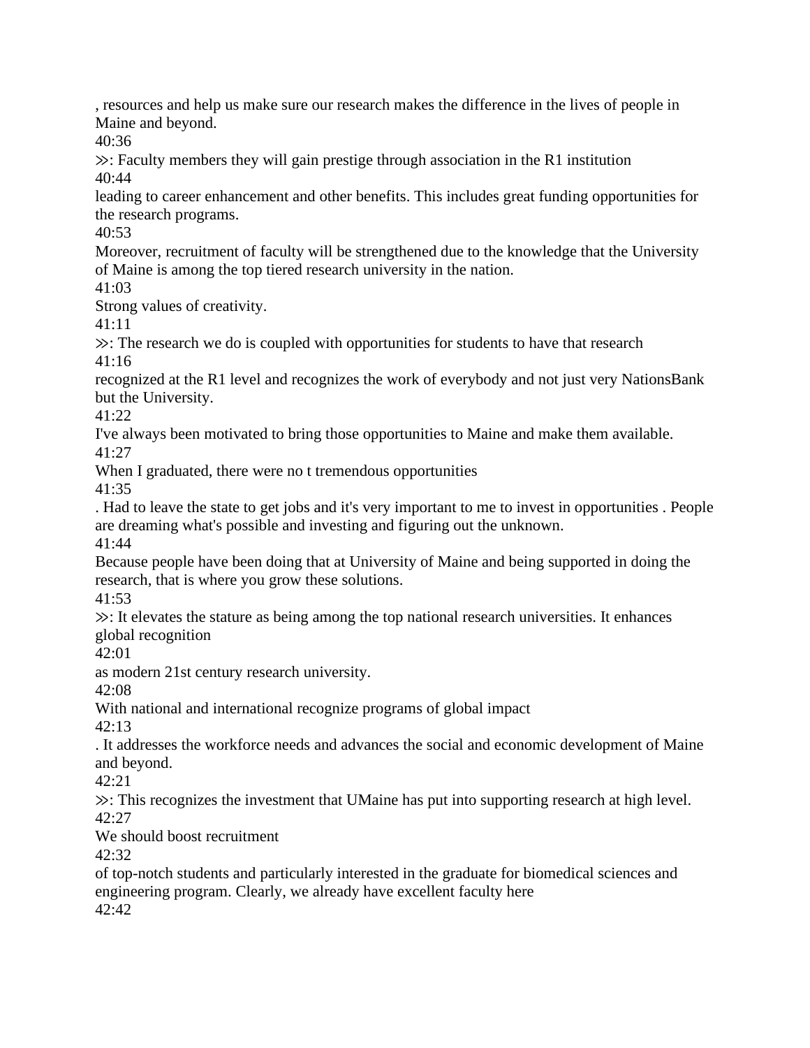, resources and help us make sure our research makes the difference in the lives of people in Maine and beyond.

40:36

≫: Faculty members they will gain prestige through association in the R1 institution

40:44

leading to career enhancement and other benefits. This includes great funding opportunities for the research programs.

40:53

Moreover, recruitment of faculty will be strengthened due to the knowledge that the University of Maine is among the top tiered research university in the nation.

41:03

Strong values of creativity.

41:11

≫: The research we do is coupled with opportunities for students to have that research

41:16

recognized at the R1 level and recognizes the work of everybody and not just very NationsBank but the University.

41:22

I've always been motivated to bring those opportunities to Maine and make them available.

41:27

When I graduated, there were no t tremendous opportunities

41:35

. Had to leave the state to get jobs and it's very important to me to invest in opportunities . People are dreaming what's possible and investing and figuring out the unknown.

41:44

Because people have been doing that at University of Maine and being supported in doing the research, that is where you grow these solutions.

41:53

≫: It elevates the stature as being among the top national research universities. It enhances global recognition

42:01

as modern 21st century research university.

42:08

With national and international recognize programs of global impact

42:13

. It addresses the workforce needs and advances the social and economic development of Maine and beyond.

42:21

≫: This recognizes the investment that UMaine has put into supporting research at high level.

42:27

We should boost recruitment

42:32

of top-notch students and particularly interested in the graduate for biomedical sciences and engineering program. Clearly, we already have excellent faculty here

42:42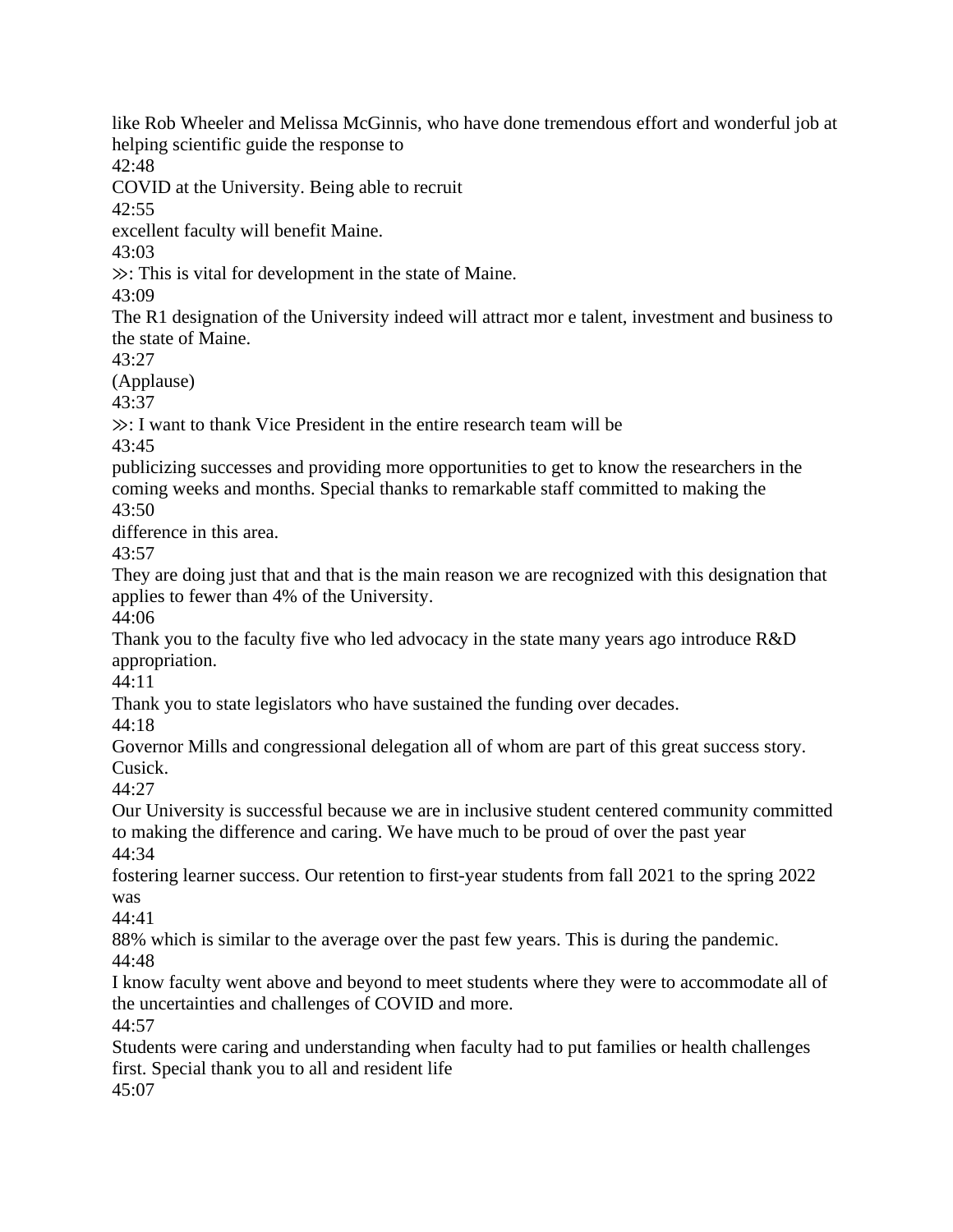like Rob Wheeler and Melissa McGinnis, who have done tremendous effort and wonderful job at helping scientific guide the response to

42:48

COVID at the University. Being able to recruit

42:55

excellent faculty will benefit Maine.

43:03

≫: This is vital for development in the state of Maine.

43:09

The R1 designation of the University indeed will attract mor e talent, investment and business to the state of Maine.

43:27

(Applause)

43:37

≫: I want to thank Vice President in the entire research team will be

43:45

publicizing successes and providing more opportunities to get to know the researchers in the coming weeks and months. Special thanks to remarkable staff committed to making the

43:50

difference in this area.

43:57

They are doing just that and that is the main reason we are recognized with this designation that applies to fewer than 4% of the University.

44:06

Thank you to the faculty five who led advocacy in the state many years ago introduce R&D appropriation.

44:11

Thank you to state legislators who have sustained the funding over decades.

44:18

Governor Mills and congressional delegation all of whom are part of this great success story. Cusick.

44:27

Our University is successful because we are in inclusive student centered community committed to making the difference and caring. We have much to be proud of over the past year

44:34

fostering learner success. Our retention to first-year students from fall 2021 to the spring 2022 was

44:41

88% which is similar to the average over the past few years. This is during the pandemic.

44:48

I know faculty went above and beyond to meet students where they were to accommodate all of the uncertainties and challenges of COVID and more.

44:57

Students were caring and understanding when faculty had to put families or health challenges first. Special thank you to all and resident life

45:07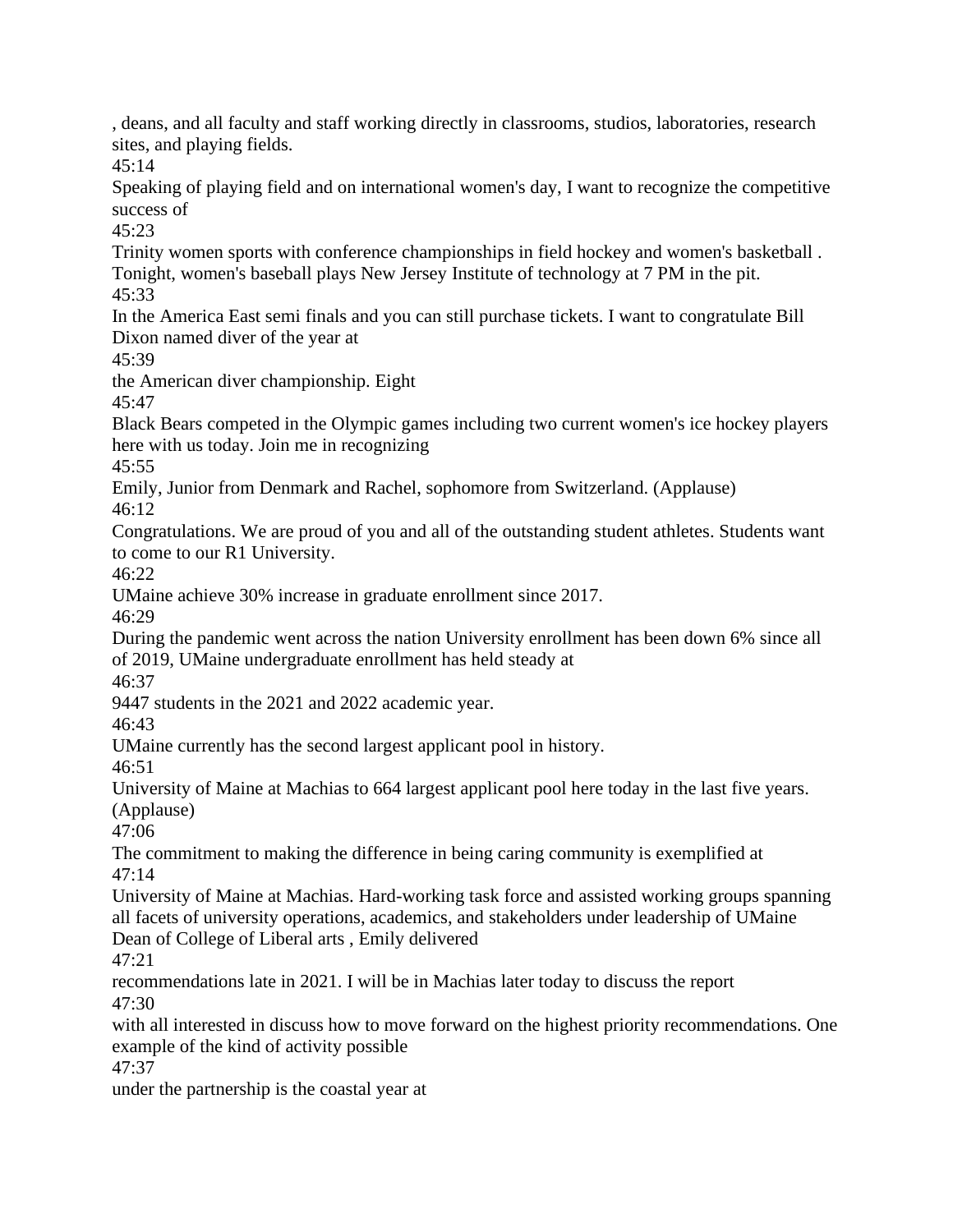, deans, and all faculty and staff working directly in classrooms, studios, laboratories, research sites, and playing fields.

45:14

Speaking of playing field and on international women's day, I want to recognize the competitive success of

45:23

Trinity women sports with conference championships in field hockey and women's basketball . Tonight, women's baseball plays New Jersey Institute of technology at 7 PM in the pit.

45:33

In the America East semi finals and you can still purchase tickets. I want to congratulate Bill Dixon named diver of the year at

45:39

the American diver championship. Eight

45:47

Black Bears competed in the Olympic games including two current women's ice hockey players here with us today. Join me in recognizing

45:55

Emily, Junior from Denmark and Rachel, sophomore from Switzerland. (Applause)

46:12

Congratulations. We are proud of you and all of the outstanding student athletes. Students want to come to our R1 University.

46:22

UMaine achieve 30% increase in graduate enrollment since 2017.

46:29

During the pandemic went across the nation University enrollment has been down 6% since all of 2019, UMaine undergraduate enrollment has held steady at

46:37

9447 students in the 2021 and 2022 academic year.

46:43

UMaine currently has the second largest applicant pool in history.

46:51

University of Maine at Machias to 664 largest applicant pool here today in the last five years. (Applause)

47:06

The commitment to making the difference in being caring community is exemplified at

47:14

University of Maine at Machias. Hard-working task force and assisted working groups spanning all facets of university operations, academics, and stakeholders under leadership of UMaine Dean of College of Liberal arts , Emily delivered

47:21

recommendations late in 2021. I will be in Machias later today to discuss the report

47:30

with all interested in discuss how to move forward on the highest priority recommendations. One example of the kind of activity possible

47:37

under the partnership is the coastal year at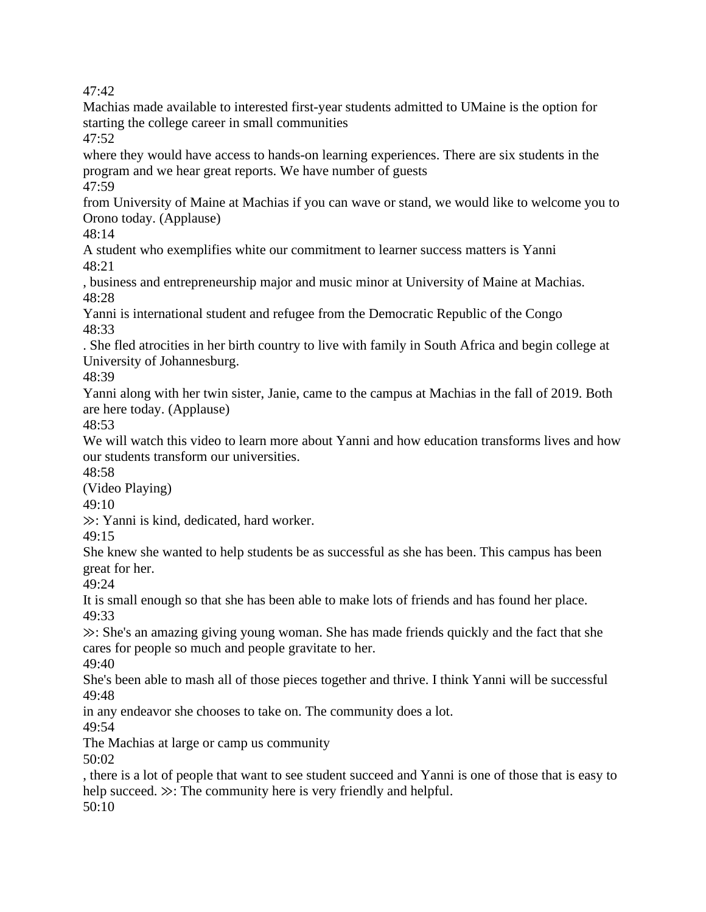47:42

Machias made available to interested first-year students admitted to UMaine is the option for starting the college career in small communities

47:52

where they would have access to hands-on learning experiences. There are six students in the program and we hear great reports. We have number of guests

47:59

from University of Maine at Machias if you can wave or stand, we would like to welcome you to Orono today. (Applause)

48:14

A student who exemplifies white our commitment to learner success matters is Yanni

48:21

, business and entrepreneurship major and music minor at University of Maine at Machias.

48:28

Yanni is international student and refugee from the Democratic Republic of the Congo

48:33

. She fled atrocities in her birth country to live with family in South Africa and begin college at University of Johannesburg.

48:39

Yanni along with her twin sister, Janie, came to the campus at Machias in the fall of 2019. Both are here today. (Applause)

48:53

We will watch this video to learn more about Yanni and how education transforms lives and how our students transform our universities.

48:58

(Video Playing)

49:10

≫: Yanni is kind, dedicated, hard worker.

49:15

She knew she wanted to help students be as successful as she has been. This campus has been great for her.

49:24

It is small enough so that she has been able to make lots of friends and has found her place.

49:33

≫: She's an amazing giving young woman. She has made friends quickly and the fact that she cares for people so much and people gravitate to her.

49:40

She's been able to mash all of those pieces together and thrive. I think Yanni will be successful

49:48

in any endeavor she chooses to take on. The community does a lot.

49:54

The Machias at large or camp us community

50:02

, there is a lot of people that want to see student succeed and Yanni is one of those that is easy to help succeed. ≫: The community here is very friendly and helpful.

50:10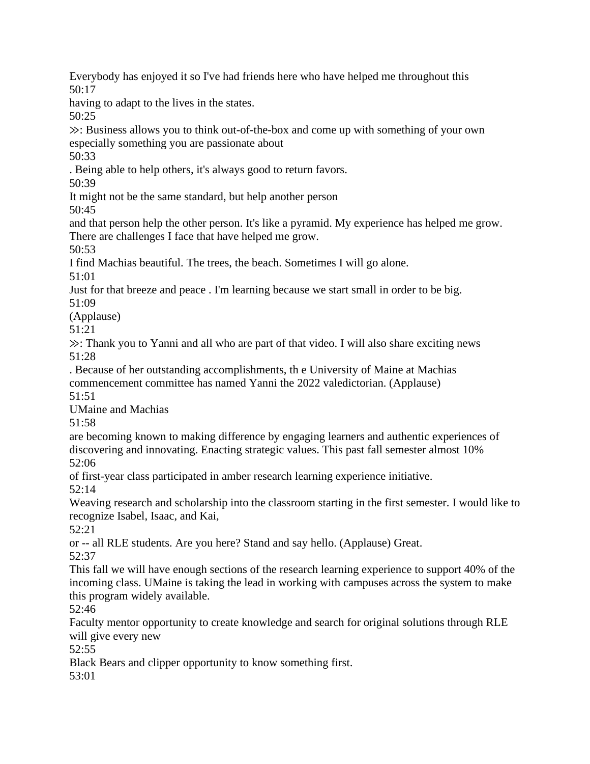Everybody has enjoyed it so I've had friends here who have helped me throughout this

50:17

having to adapt to the lives in the states.

50:25

≫: Business allows you to think out-of-the-box and come up with something of your own especially something you are passionate about

50:33

. Being able to help others, it's always good to return favors.

50:39

It might not be the same standard, but help another person

50:45

and that person help the other person. It's like a pyramid. My experience has helped me grow. There are challenges I face that have helped me grow.

50:53

I find Machias beautiful. The trees, the beach. Sometimes I will go alone.

51:01

Just for that breeze and peace . I'm learning because we start small in order to be big.

51:09

(Applause)

51:21

≫: Thank you to Yanni and all who are part of that video. I will also share exciting news

51:28

. Because of her outstanding accomplishments, th e University of Maine at Machias commencement committee has named Yanni the 2022 valedictorian. (Applause)

51:51

UMaine and Machias

51:58

are becoming known to making difference by engaging learners and authentic experiences of discovering and innovating. Enacting strategic values. This past fall semester almost 10%

52:06

of first-year class participated in amber research learning experience initiative.

52:14

Weaving research and scholarship into the classroom starting in the first semester. I would like to recognize Isabel, Isaac, and Kai,

52:21

or -- all RLE students. Are you here? Stand and say hello. (Applause) Great.

52:37

This fall we will have enough sections of the research learning experience to support 40% of the incoming class. UMaine is taking the lead in working with campuses across the system to make this program widely available.

52:46

Faculty mentor opportunity to create knowledge and search for original solutions through RLE will give every new

52:55

Black Bears and clipper opportunity to know something first.

53:01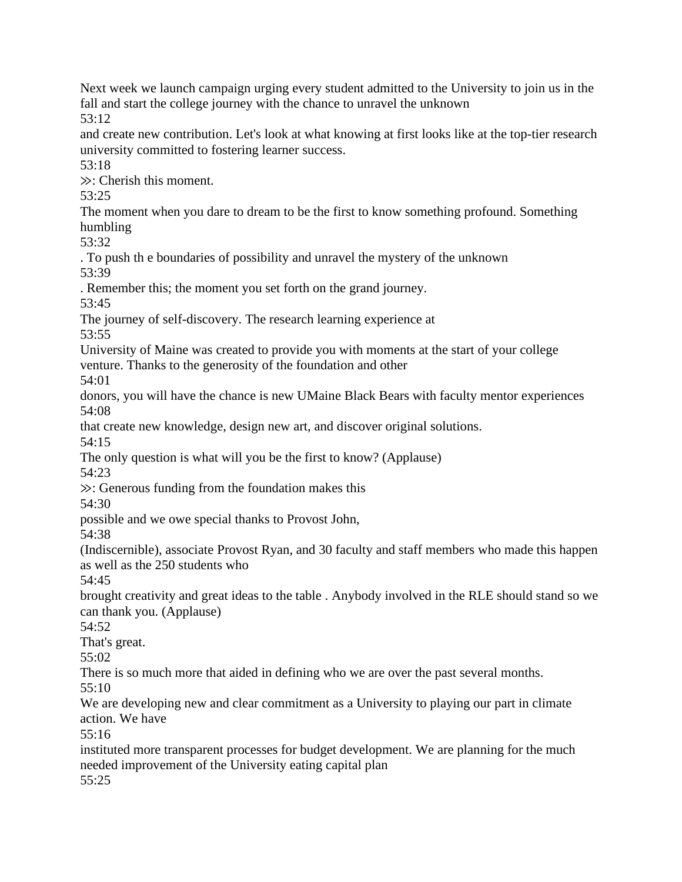Next week we launch campaign urging every student admitted to the University to join us in the fall and start the college journey with the chance to unravel the unknown

53:12

and create new contribution. Let's look at what knowing at first looks like at the top-tier research university committed to fostering learner success.

53:18

≫: Cherish this moment.

53:25

The moment when you dare to dream to be the first to know something profound. Something humbling

53:32

. To push th e boundaries of possibility and unravel the mystery of the unknown

53:39

. Remember this; the moment you set forth on the grand journey.

53:45

The journey of self-discovery. The research learning experience at

53:55

University of Maine was created to provide you with moments at the start of your college venture. Thanks to the generosity of the foundation and other

54:01

donors, you will have the chance is new UMaine Black Bears with faculty mentor experiences

54:08

that create new knowledge, design new art, and discover original solutions.

54:15

The only question is what will you be the first to know? (Applause)

54:23

≫: Generous funding from the foundation makes this

54:30

possible and we owe special thanks to Provost John,

54:38

(Indiscernible), associate Provost Ryan, and 30 faculty and staff members who made this happen as well as the 250 students who

54:45

brought creativity and great ideas to the table . Anybody involved in the RLE should stand so we can thank you. (Applause)

54:52

That's great.

55:02

There is so much more that aided in defining who we are over the past several months.

55:10

We are developing new and clear commitment as a University to playing our part in climate action. We have

55:16

instituted more transparent processes for budget development. We are planning for the much needed improvement of the University eating capital plan

55:25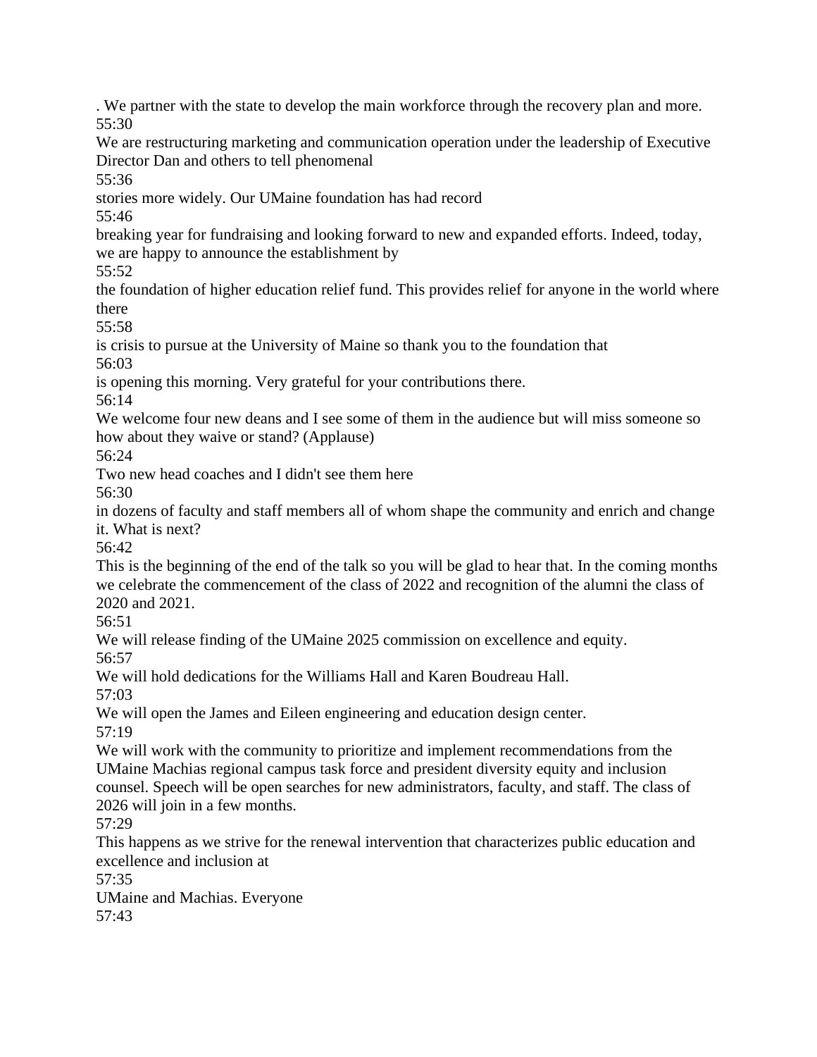. We partner with the state to develop the main workforce through the recovery plan and more.
55:30
We are restructuring marketing and communication operation under the leadership of Executive Director Dan and others to tell phenomenal
55:36
stories more widely. Our UMaine foundation has had record
55:46
breaking year for fundraising and looking forward to new and expanded efforts. Indeed, today, we are happy to announce the establishment by
55:52
the foundation of higher education relief fund. This provides relief for anyone in the world where there
55:58
is crisis to pursue at the University of Maine so thank you to the foundation that
56:03
is opening this morning. Very grateful for your contributions there.
56:14
We welcome four new deans and I see some of them in the audience but will miss someone so how about they waive or stand? (Applause)
56:24
Two new head coaches and I didn't see them here
56:30
in dozens of faculty and staff members all of whom shape the community and enrich and change it. What is next?
56:42
This is the beginning of the end of the talk so you will be glad to hear that. In the coming months we celebrate the commencement of the class of 2022 and recognition of the alumni the class of 2020 and 2021.
56:51
We will release finding of the UMaine 2025 commission on excellence and equity.
56:57
We will hold dedications for the Williams Hall and Karen Boudreau Hall.
57:03
We will open the James and Eileen engineering and education design center.
57:19
We will work with the community to prioritize and implement recommendations from the UMaine Machias regional campus task force and president diversity equity and inclusion counsel. Speech will be open searches for new administrators, faculty, and staff. The class of 2026 will join in a few months.
57:29
This happens as we strive for the renewal intervention that characterizes public education and excellence and inclusion at
57:35
UMaine and Machias. Everyone
57:43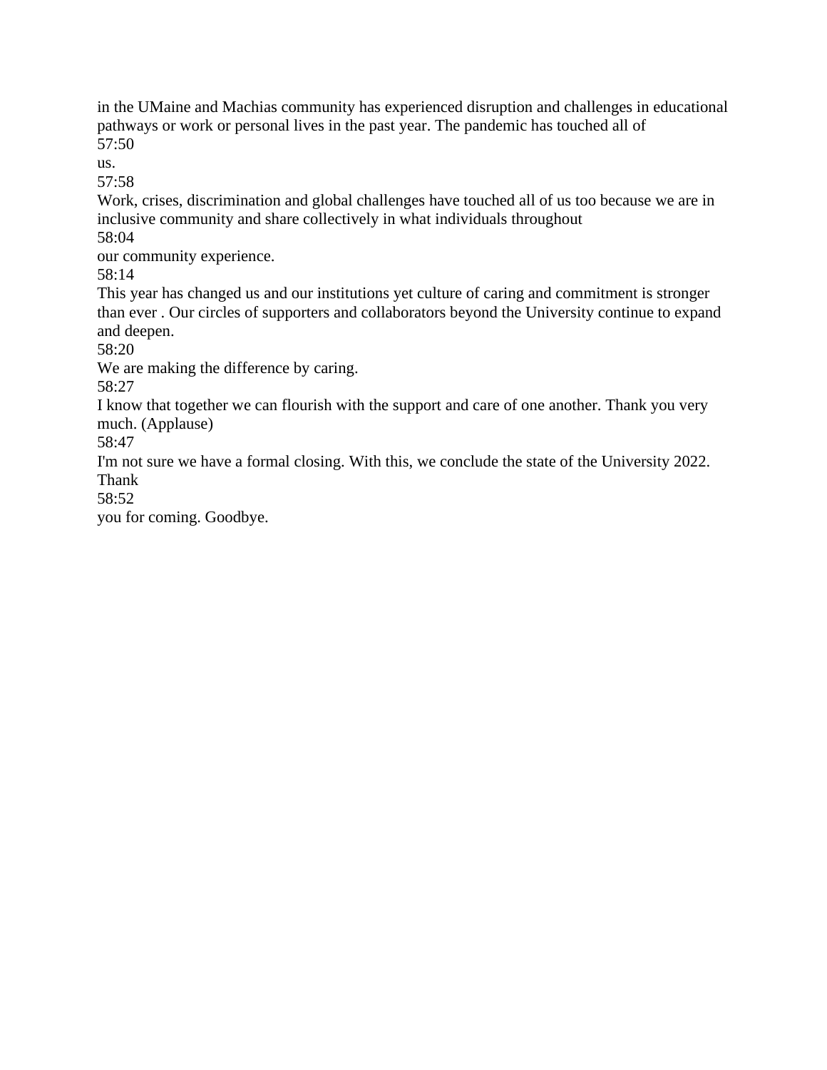in the UMaine and Machias community has experienced disruption and challenges in educational pathways or work or personal lives in the past year. The pandemic has touched all of
57:50
us.
57:58
Work, crises, discrimination and global challenges have touched all of us too because we are in inclusive community and share collectively in what individuals throughout
58:04
our community experience.
58:14
This year has changed us and our institutions yet culture of caring and commitment is stronger than ever . Our circles of supporters and collaborators beyond the University continue to expand and deepen.
58:20
We are making the difference by caring.
58:27
I know that together we can flourish with the support and care of one another. Thank you very much. (Applause)
58:47
I'm not sure we have a formal closing. With this, we conclude the state of the University 2022. Thank
58:52
you for coming. Goodbye.